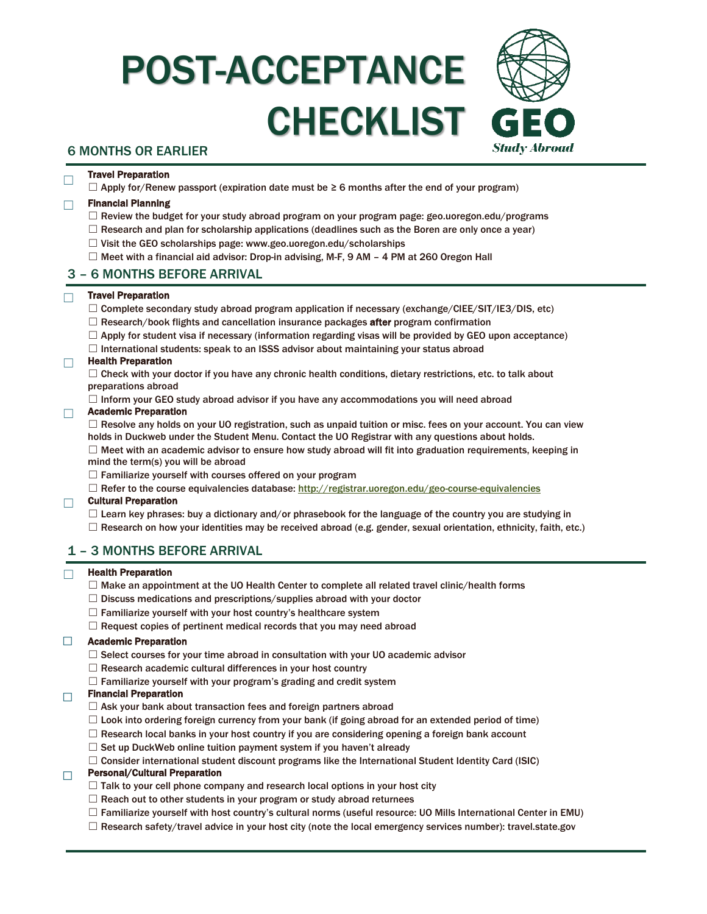# POST-ACCEPTANCE CHECKLIST

GEO *Study Abroad*

## 6 MONTHS OR EARLIER

☐ **Travel Preparation**
- ☐ Apply for/Renew passport (expiration date must be ≥ 6 months after the end of your program)

☐ **Financial Planning**
- ☐ Review the budget for your study abroad program on your program page: geo.uoregon.edu/programs
- ☐ Research and plan for scholarship applications (deadlines such as the Boren are only once a year)
- ☐ Visit the GEO scholarships page: www.geo.uoregon.edu/scholarships
- ☐ Meet with a financial aid advisor: Drop-in advising, M-F, 9 AM – 4 PM at 260 Oregon Hall

## 3 – 6 MONTHS BEFORE ARRIVAL

☐ **Travel Preparation**
- ☐ Complete secondary study abroad program application if necessary (exchange/CIEE/SIT/IE3/DIS, etc)
- ☐ Research/book flights and cancellation insurance packages **after** program confirmation
- ☐ Apply for student visa if necessary (information regarding visas will be provided by GEO upon acceptance)
- ☐ International students: speak to an ISSS advisor about maintaining your status abroad

☐ **Health Preparation**
- ☐ Check with your doctor if you have any chronic health conditions, dietary restrictions, etc. to talk about preparations abroad
- ☐ Inform your GEO study abroad advisor if you have any accommodations you will need abroad

☐ **Academic Preparation**
- ☐ Resolve any holds on your UO registration, such as unpaid tuition or misc. fees on your account. You can view holds in Duckweb under the Student Menu. Contact the UO Registrar with any questions about holds.
- ☐ Meet with an academic advisor to ensure how study abroad will fit into graduation requirements, keeping in mind the term(s) you will be abroad
- ☐ Familiarize yourself with courses offered on your program
- ☐ Refer to the course equivalencies database: http://registrar.uoregon.edu/geo-course-equivalencies

☐ **Cultural Preparation**
- ☐ Learn key phrases: buy a dictionary and/or phrasebook for the language of the country you are studying in
- ☐ Research on how your identities may be received abroad (e.g. gender, sexual orientation, ethnicity, faith, etc.)

## 1 – 3 MONTHS BEFORE ARRIVAL

☐ **Health Preparation**
- ☐ Make an appointment at the UO Health Center to complete all related travel clinic/health forms
- ☐ Discuss medications and prescriptions/supplies abroad with your doctor
- ☐ Familiarize yourself with your host country's healthcare system
- ☐ Request copies of pertinent medical records that you may need abroad

☐ **Academic Preparation**
- ☐ Select courses for your time abroad in consultation with your UO academic advisor
- ☐ Research academic cultural differences in your host country
- ☐ Familiarize yourself with your program's grading and credit system

☐ **Financial Preparation**
- ☐ Ask your bank about transaction fees and foreign partners abroad
- ☐ Look into ordering foreign currency from your bank (if going abroad for an extended period of time)
- ☐ Research local banks in your host country if you are considering opening a foreign bank account
- ☐ Set up DuckWeb online tuition payment system if you haven't already
- ☐ Consider international student discount programs like the International Student Identity Card (ISIC)

☐ **Personal/Cultural Preparation**
- ☐ Talk to your cell phone company and research local options in your host city
- ☐ Reach out to other students in your program or study abroad returnees
- ☐ Familiarize yourself with host country's cultural norms (useful resource: UO Mills International Center in EMU)
- ☐ Research safety/travel advice in your host city (note the local emergency services number): travel.state.gov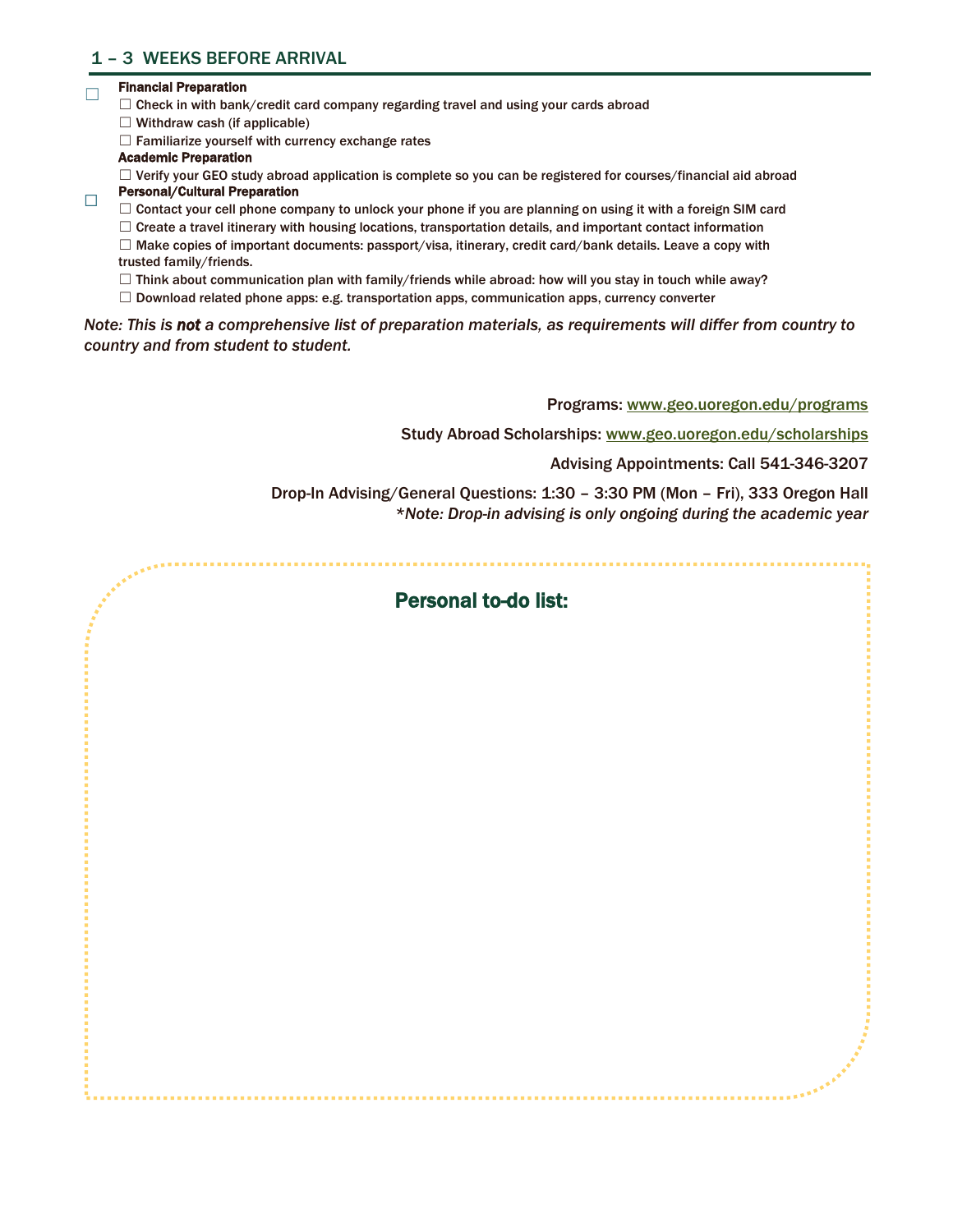## 1 – 3 WEEKS BEFORE ARRIVAL

☐ **Financial Preparation**

☐ Check in with bank/credit card company regarding travel and using your cards abroad
☐ Withdraw cash (if applicable)
☐ Familiarize yourself with currency exchange rates

**Academic Preparation**

☐ Verify your GEO study abroad application is complete so you can be registered for courses/financial aid abroad

☐ **Personal/Cultural Preparation**

☐ Contact your cell phone company to unlock your phone if you are planning on using it with a foreign SIM card
☐ Create a travel itinerary with housing locations, transportation details, and important contact information
☐ Make copies of important documents: passport/visa, itinerary, credit card/bank details. Leave a copy with trusted family/friends.
☐ Think about communication plan with family/friends while abroad: how will you stay in touch while away?
☐ Download related phone apps: e.g. transportation apps, communication apps, currency converter

*Note: This is **not** a comprehensive list of preparation materials, as requirements will differ from country to country and from student to student.*

Programs: www.geo.uoregon.edu/programs

Study Abroad Scholarships: www.geo.uoregon.edu/scholarships

Advising Appointments: Call 541-346-3207

Drop-In Advising/General Questions: 1:30 – 3:30 PM (Mon – Fri), 333 Oregon Hall
**Note: Drop-in advising is only ongoing during the academic year*

## Personal to-do list: